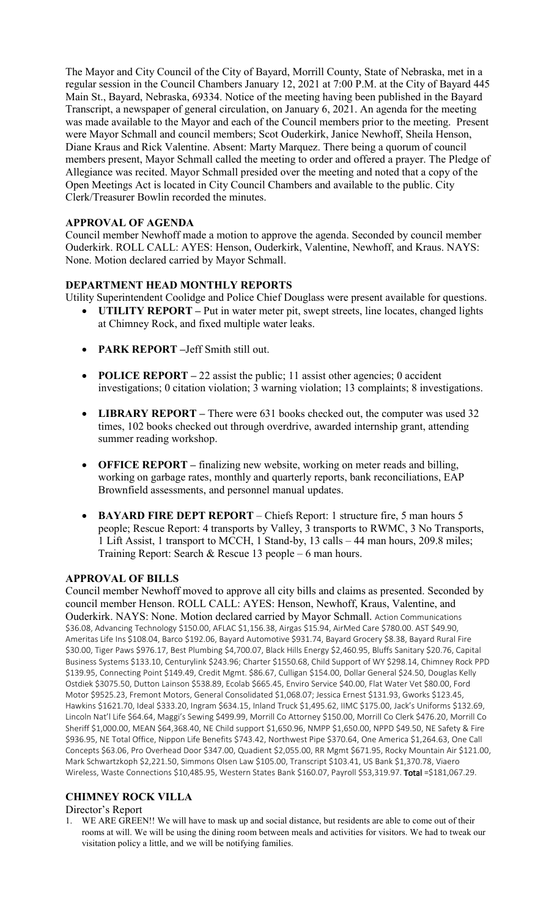The Mayor and City Council of the City of Bayard, Morrill County, State of Nebraska, met in a regular session in the Council Chambers January 12, 2021 at 7:00 P.M. at the City of Bayard 445 Main St., Bayard, Nebraska, 69334. Notice of the meeting having been published in the Bayard Transcript, a newspaper of general circulation, on January 6, 2021. An agenda for the meeting was made available to the Mayor and each of the Council members prior to the meeting. Present were Mayor Schmall and council members; Scot Ouderkirk, Janice Newhoff, Sheila Henson, Diane Kraus and Rick Valentine. Absent: Marty Marquez. There being a quorum of council members present, Mayor Schmall called the meeting to order and offered a prayer. The Pledge of Allegiance was recited. Mayor Schmall presided over the meeting and noted that a copy of the Open Meetings Act is located in City Council Chambers and available to the public. City Clerk/Treasurer Bowlin recorded the minutes.

**APPROVAL OF AGENDA**

Council member Newhoff made a motion to approve the agenda. Seconded by council member Ouderkirk. ROLL CALL: AYES: Henson, Ouderkirk, Valentine, Newhoff, and Kraus. NAYS: None. Motion declared carried by Mayor Schmall.

**DEPARTMENT HEAD MONTHLY REPORTS**

Utility Superintendent Coolidge and Police Chief Douglass were present available for questions.

- **UTILITY REPORT –** Put in water meter pit, swept streets, line locates, changed lights at Chimney Rock, and fixed multiple water leaks.
- **PARK REPORT –**Jeff Smith still out.
- **POLICE REPORT –** 22 assist the public; 11 assist other agencies; 0 accident investigations; 0 citation violation; 3 warning violation; 13 complaints; 8 investigations.
- **LIBRARY REPORT –** There were 631 books checked out, the computer was used 32 times, 102 books checked out through overdrive, awarded internship grant, attending summer reading workshop.
- **OFFICE REPORT –** finalizing new website, working on meter reads and billing, working on garbage rates, monthly and quarterly reports, bank reconciliations, EAP Brownfield assessments, and personnel manual updates.
- **BAYARD FIRE DEPT REPORT** – Chiefs Report: 1 structure fire, 5 man hours 5 people; Rescue Report: 4 transports by Valley, 3 transports to RWMC, 3 No Transports, 1 Lift Assist, 1 transport to MCCH, 1 Stand-by, 13 calls – 44 man hours, 209.8 miles; Training Report: Search & Rescue 13 people – 6 man hours.

**APPROVAL OF BILLS**

Council member Newhoff moved to approve all city bills and claims as presented. Seconded by council member Henson. ROLL CALL: AYES: Henson, Newhoff, Kraus, Valentine, and Ouderkirk. NAYS: None. Motion declared carried by Mayor Schmall. Action Communications $36.08, Advancing Technology $150.00, AFLAC $1,156.38, Airgas $15.94, AirMed Care $780.00. AST $49.90, Ameritas Life Ins $108.04, Barco $192.06, Bayard Automotive $931.74, Bayard Grocery $8.38, Bayard Rural Fire $30.00, Tiger Paws $976.17, Best Plumbing $4,700.07, Black Hills Energy $2,460.95, Bluffs Sanitary $20.76, Capital Business Systems $133.10, Centurylink $243.96; Charter $1550.68, Child Support of WY $298.14, Chimney Rock PPD $139.95, Connecting Point $149.49, Credit Mgmt. $86.67, Culligan $154.00, Dollar General $24.50, Douglas Kelly Ostdiek $3075.50, Dutton Lainson $538.89, Ecolab $665.45, Enviro Service $40.00, Flat Water Vet $80.00, Ford Motor $9525.23, Fremont Motors, General Consolidated $1,068.07; Jessica Ernest $131.93, Gworks $123.45, Hawkins $1621.70, Ideal $333.20, Ingram $634.15, Inland Truck $1,495.62, IIMC $175.00, Jack's Uniforms $132.69, Lincoln Nat'l Life $64.64, Maggi's Sewing $499.99, Morrill Co Attorney $150.00, Morrill Co Clerk $476.20, Morrill Co Sheriff $1,000.00, MEAN $64,368.40, NE Child support $1,650.96, NMPP $1,650.00, NPPD $49.50, NE Safety & Fire $936.95, NE Total Office, Nippon Life Benefits $743.42, Northwest Pipe $370.64, One America $1,264.63, One Call Concepts $63.06, Pro Overhead Door $347.00, Quadient $2,055.00, RR Mgmt $671.95, Rocky Mountain Air $121.00, Mark Schwartzkoph $2,221.50, Simmons Olsen Law $105.00, Transcript $103.41, US Bank $1,370.78, Viaero Wireless, Waste Connections $10,485.95, Western States Bank $160.07, Payroll $53,319.97. **Total** =$181,067.29.

**CHIMNEY ROCK VILLA**

Director's Report

1. WE ARE GREEN!! We will have to mask up and social distance, but residents are able to come out of their rooms at will. We will be using the dining room between meals and activities for visitors. We had to tweak our visitation policy a little, and we will be notifying families.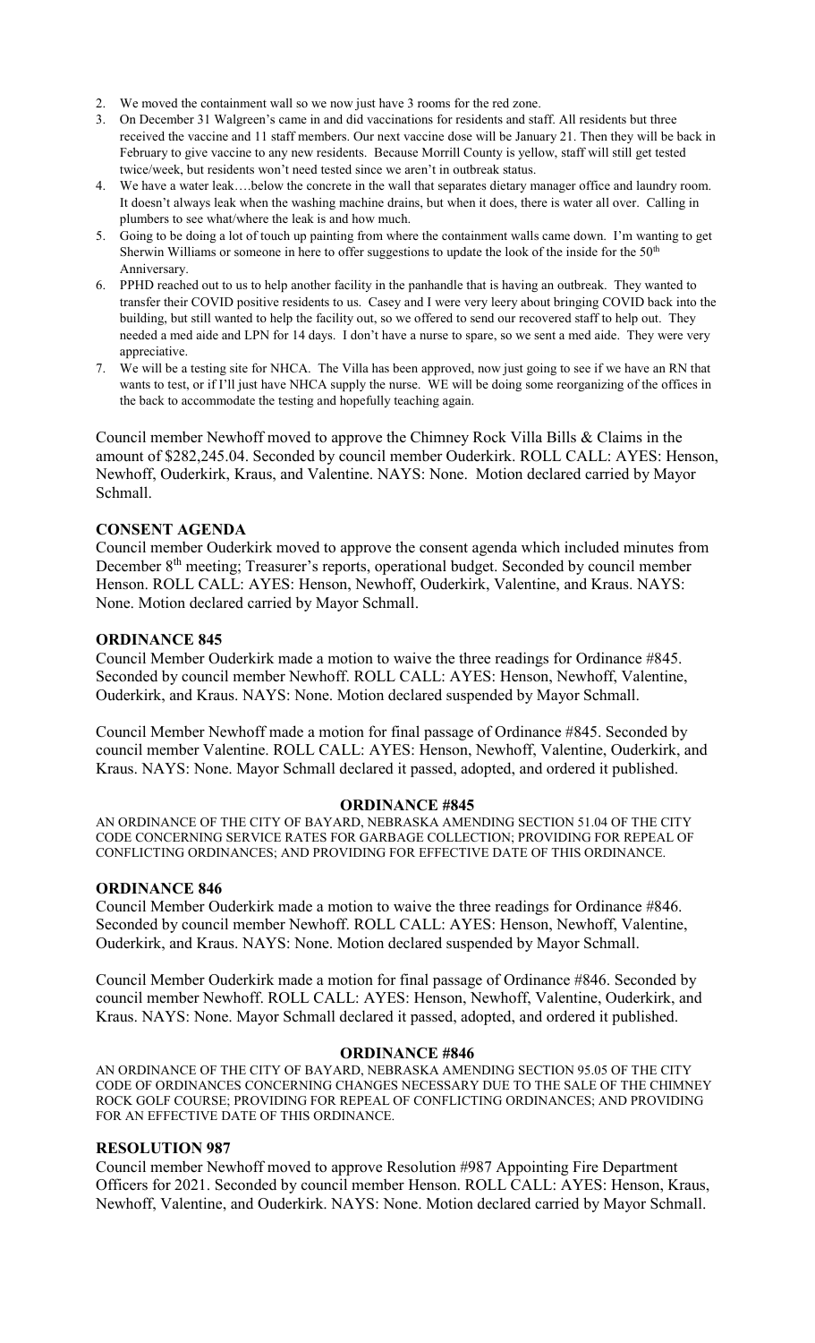2. We moved the containment wall so we now just have 3 rooms for the red zone.
3. On December 31 Walgreen's came in and did vaccinations for residents and staff. All residents but three received the vaccine and 11 staff members. Our next vaccine dose will be January 21. Then they will be back in February to give vaccine to any new residents. Because Morrill County is yellow, staff will still get tested twice/week, but residents won't need tested since we aren't in outbreak status.
4. We have a water leak….below the concrete in the wall that separates dietary manager office and laundry room. It doesn't always leak when the washing machine drains, but when it does, there is water all over. Calling in plumbers to see what/where the leak is and how much.
5. Going to be doing a lot of touch up painting from where the containment walls came down. I'm wanting to get Sherwin Williams or someone in here to offer suggestions to update the look of the inside for the 50th Anniversary.
6. PPHD reached out to us to help another facility in the panhandle that is having an outbreak. They wanted to transfer their COVID positive residents to us. Casey and I were very leery about bringing COVID back into the building, but still wanted to help the facility out, so we offered to send our recovered staff to help out. They needed a med aide and LPN for 14 days. I don't have a nurse to spare, so we sent a med aide. They were very appreciative.
7. We will be a testing site for NHCA. The Villa has been approved, now just going to see if we have an RN that wants to test, or if I'll just have NHCA supply the nurse. WE will be doing some reorganizing of the offices in the back to accommodate the testing and hopefully teaching again.

Council member Newhoff moved to approve the Chimney Rock Villa Bills & Claims in the amount of $282,245.04. Seconded by council member Ouderkirk. ROLL CALL: AYES: Henson, Newhoff, Ouderkirk, Kraus, and Valentine. NAYS: None. Motion declared carried by Mayor Schmall.

**CONSENT AGENDA**

Council member Ouderkirk moved to approve the consent agenda which included minutes from December 8th meeting; Treasurer's reports, operational budget. Seconded by council member Henson. ROLL CALL: AYES: Henson, Newhoff, Ouderkirk, Valentine, and Kraus. NAYS: None. Motion declared carried by Mayor Schmall.

**ORDINANCE 845**

Council Member Ouderkirk made a motion to waive the three readings for Ordinance #845. Seconded by council member Newhoff. ROLL CALL: AYES: Henson, Newhoff, Valentine, Ouderkirk, and Kraus. NAYS: None. Motion declared suspended by Mayor Schmall.

Council Member Newhoff made a motion for final passage of Ordinance #845. Seconded by council member Valentine. ROLL CALL: AYES: Henson, Newhoff, Valentine, Ouderkirk, and Kraus. NAYS: None. Mayor Schmall declared it passed, adopted, and ordered it published.

**ORDINANCE #845**

AN ORDINANCE OF THE CITY OF BAYARD, NEBRASKA AMENDING SECTION 51.04 OF THE CITY CODE CONCERNING SERVICE RATES FOR GARBAGE COLLECTION; PROVIDING FOR REPEAL OF CONFLICTING ORDINANCES; AND PROVIDING FOR EFFECTIVE DATE OF THIS ORDINANCE.

**ORDINANCE 846**

Council Member Ouderkirk made a motion to waive the three readings for Ordinance #846. Seconded by council member Newhoff. ROLL CALL: AYES: Henson, Newhoff, Valentine, Ouderkirk, and Kraus. NAYS: None. Motion declared suspended by Mayor Schmall.

Council Member Ouderkirk made a motion for final passage of Ordinance #846. Seconded by council member Newhoff. ROLL CALL: AYES: Henson, Newhoff, Valentine, Ouderkirk, and Kraus. NAYS: None. Mayor Schmall declared it passed, adopted, and ordered it published.

**ORDINANCE #846**

AN ORDINANCE OF THE CITY OF BAYARD, NEBRASKA AMENDING SECTION 95.05 OF THE CITY CODE OF ORDINANCES CONCERNING CHANGES NECESSARY DUE TO THE SALE OF THE CHIMNEY ROCK GOLF COURSE; PROVIDING FOR REPEAL OF CONFLICTING ORDINANCES; AND PROVIDING FOR AN EFFECTIVE DATE OF THIS ORDINANCE.

**RESOLUTION 987**

Council member Newhoff moved to approve Resolution #987 Appointing Fire Department Officers for 2021. Seconded by council member Henson. ROLL CALL: AYES: Henson, Kraus, Newhoff, Valentine, and Ouderkirk. NAYS: None. Motion declared carried by Mayor Schmall.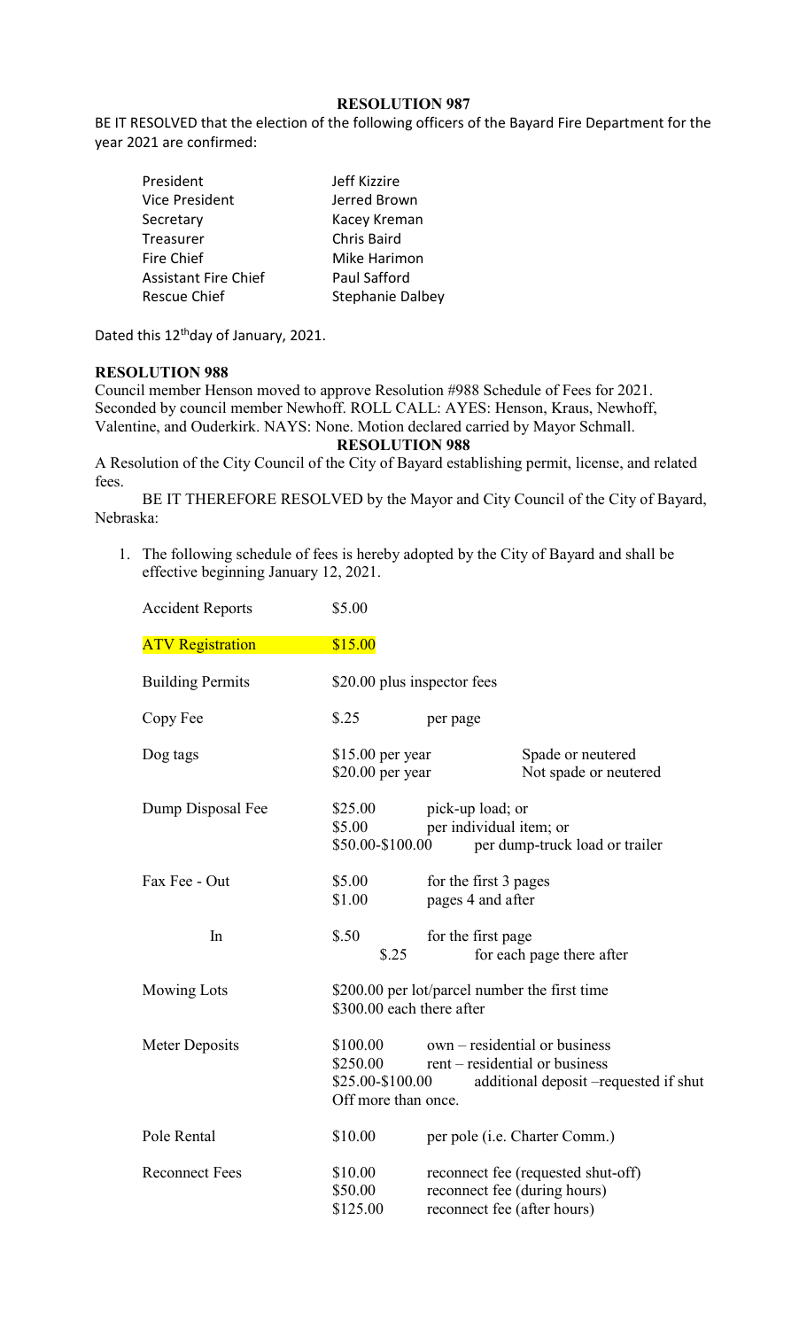**RESOLUTION 987**

BE IT RESOLVED that the election of the following officers of the Bayard Fire Department for the year 2021 are confirmed:

| | |
|---|---|
| President | Jeff Kizzire |
| Vice President | Jerred Brown |
| Secretary | Kacey Kreman |
| Treasurer | Chris Baird |
| Fire Chief | Mike Harimon |
| Assistant Fire Chief | Paul Safford |
| Rescue Chief | Stephanie Dalbey |

Dated this 12th day of January, 2021.

**RESOLUTION 988**

Council member Henson moved to approve Resolution #988 Schedule of Fees for 2021. Seconded by council member Newhoff. ROLL CALL: AYES: Henson, Kraus, Newhoff, Valentine, and Ouderkirk. NAYS: None. Motion declared carried by Mayor Schmall.

**RESOLUTION 988**

A Resolution of the City Council of the City of Bayard establishing permit, license, and related fees.

BE IT THEREFORE RESOLVED by the Mayor and City Council of the City of Bayard, Nebraska:

1. The following schedule of fees is hereby adopted by the City of Bayard and shall be effective beginning January 12, 2021.

| | | |
|---|---|---|
| Accident Reports | $5.00 | |
| ATV Registration | $15.00 | |
| Building Permits | $20.00 plus inspector fees | |
| Copy Fee | $.25 | per page |
| Dog tags | $15.00 per year | Spade or neutered |
| | $20.00 per year | Not spade or neutered |
| Dump Disposal Fee | $25.00 | pick-up load; or |
| | $5.00 | per individual item; or |
| | $50.00-$100.00 | per dump-truck load or trailer |
| Fax Fee - Out | $5.00 | for the first 3 pages |
| | $1.00 | pages 4 and after |
| In | $.50 | for the first page |
| | $.25 | for each page there after |
| Mowing Lots | $200.00 per lot/parcel number the first time | |
| | $300.00 each there after | |
| Meter Deposits | $100.00 | own – residential or business |
| | $250.00 | rent – residential or business |
| | $25.00-$100.00 | additional deposit –requested if shut Off more than once. |
| Pole Rental | $10.00 | per pole (i.e. Charter Comm.) |
| Reconnect Fees | $10.00 | reconnect fee (requested shut-off) |
| | $50.00 | reconnect fee (during hours) |
| | $125.00 | reconnect fee (after hours) |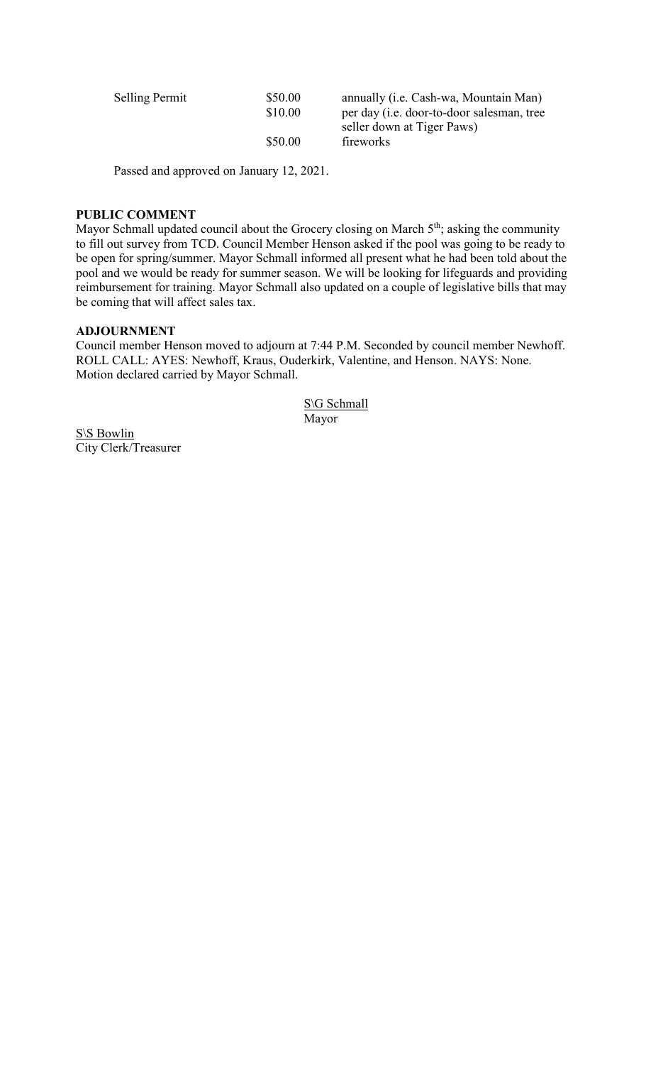| | | |
|---|---|---|
| Selling Permit | \$50.00 | annually (i.e. Cash-wa, Mountain Man) |
| | \$10.00 | per day (i.e. door-to-door salesman, tree seller down at Tiger Paws) |
| | \$50.00 | fireworks |

Passed and approved on January 12, 2021.

**PUBLIC COMMENT**

Mayor Schmall updated council about the Grocery closing on March 5th; asking the community to fill out survey from TCD. Council Member Henson asked if the pool was going to be ready to be open for spring/summer. Mayor Schmall informed all present what he had been told about the pool and we would be ready for summer season. We will be looking for lifeguards and providing reimbursement for training. Mayor Schmall also updated on a couple of legislative bills that may be coming that will affect sales tax.

**ADJOURNMENT**

Council member Henson moved to adjourn at 7:44 P.M. Seconded by council member Newhoff. ROLL CALL: AYES: Newhoff, Kraus, Ouderkirk, Valentine, and Henson. NAYS: None. Motion declared carried by Mayor Schmall.

S\G Schmall
Mayor

S\S Bowlin
City Clerk/Treasurer